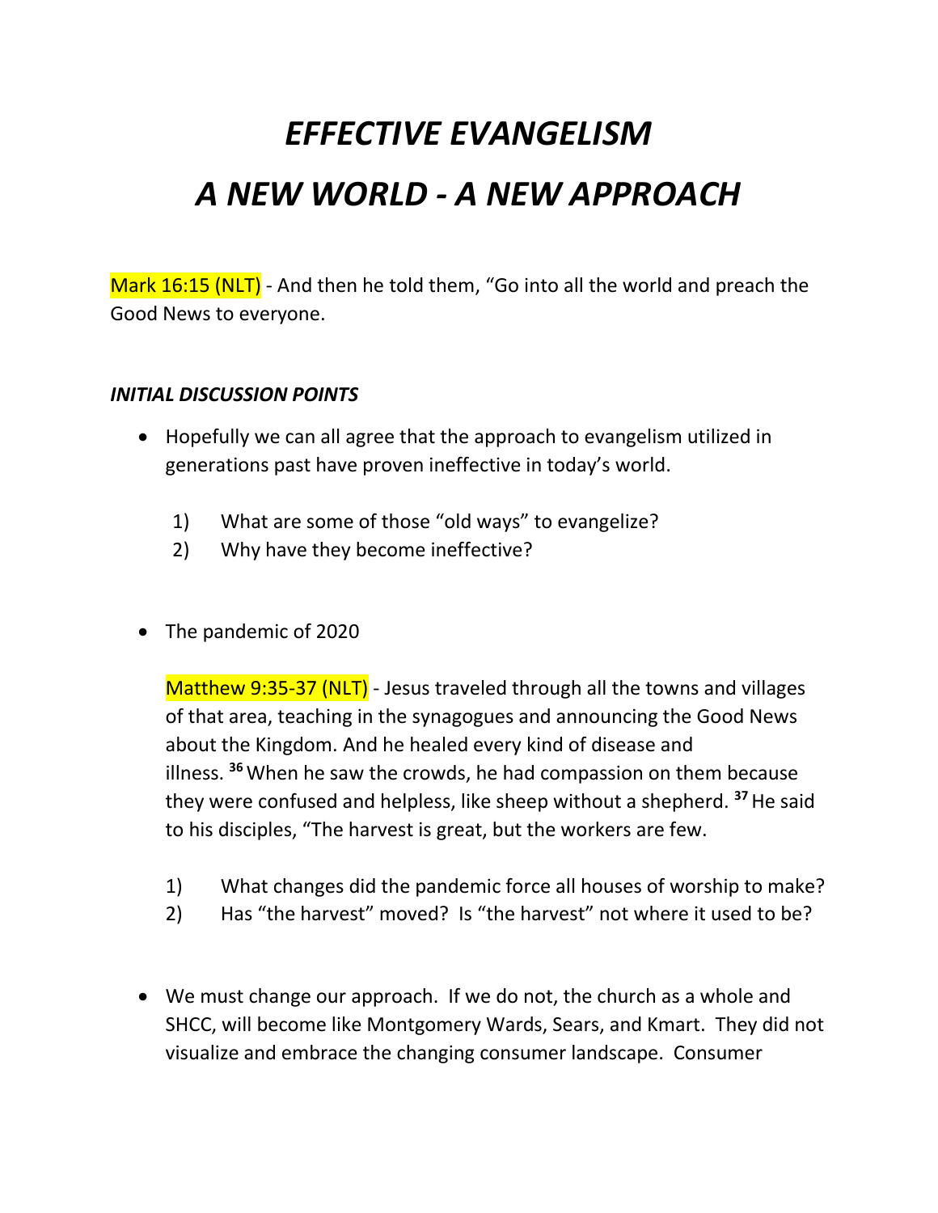# *EFFECTIVE EVANGELISM*

# *A NEW WORLD - A NEW APPROACH*

Mark 16:15 (NLT) - And then he told them, "Go into all the world and preach the Good News to everyone.

### *INITIAL DISCUSSION POINTS*

- Hopefully we can all agree that the approach to evangelism utilized in generations past have proven ineffective in today's world.

  1) What are some of those "old ways" to evangelize?
  2) Why have they become ineffective?

- The pandemic of 2020

  Matthew 9:35-37 (NLT) - Jesus traveled through all the towns and villages of that area, teaching in the synagogues and announcing the Good News about the Kingdom. And he healed every kind of disease and illness. [36] When he saw the crowds, he had compassion on them because they were confused and helpless, like sheep without a shepherd. [37] He said to his disciples, "The harvest is great, but the workers are few.

  1) What changes did the pandemic force all houses of worship to make?
  2) Has "the harvest" moved? Is "the harvest" not where it used to be?

- We must change our approach. If we do not, the church as a whole and SHCC, will become like Montgomery Wards, Sears, and Kmart. They did not visualize and embrace the changing consumer landscape. Consumer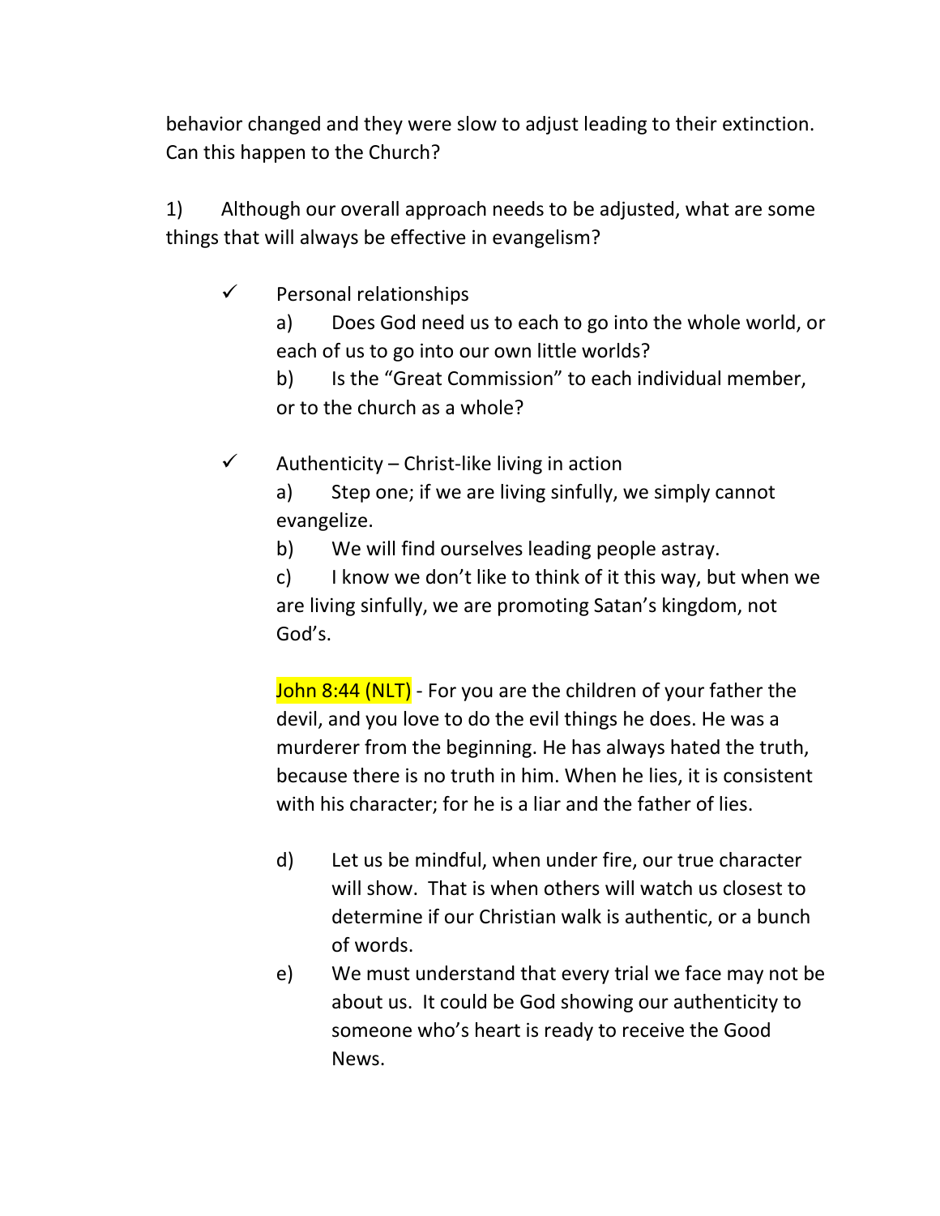behavior changed and they were slow to adjust leading to their extinction. Can this happen to the Church?

1) Although our overall approach needs to be adjusted, what are some things that will always be effective in evangelism?

- ✓ Personal relationships
  - a) Does God need us to each to go into the whole world, or each of us to go into our own little worlds?
  - b) Is the "Great Commission" to each individual member, or to the church as a whole?

- ✓ Authenticity – Christ-like living in action
  - a) Step one; if we are living sinfully, we simply cannot evangelize.
  - b) We will find ourselves leading people astray.
  - c) I know we don't like to think of it this way, but when we are living sinfully, we are promoting Satan's kingdom, not God's.

  John 8:44 (NLT) - For you are the children of your father the devil, and you love to do the evil things he does. He was a murderer from the beginning. He has always hated the truth, because there is no truth in him. When he lies, it is consistent with his character; for he is a liar and the father of lies.

  - d) Let us be mindful, when under fire, our true character will show. That is when others will watch us closest to determine if our Christian walk is authentic, or a bunch of words.
  - e) We must understand that every trial we face may not be about us. It could be God showing our authenticity to someone who's heart is ready to receive the Good News.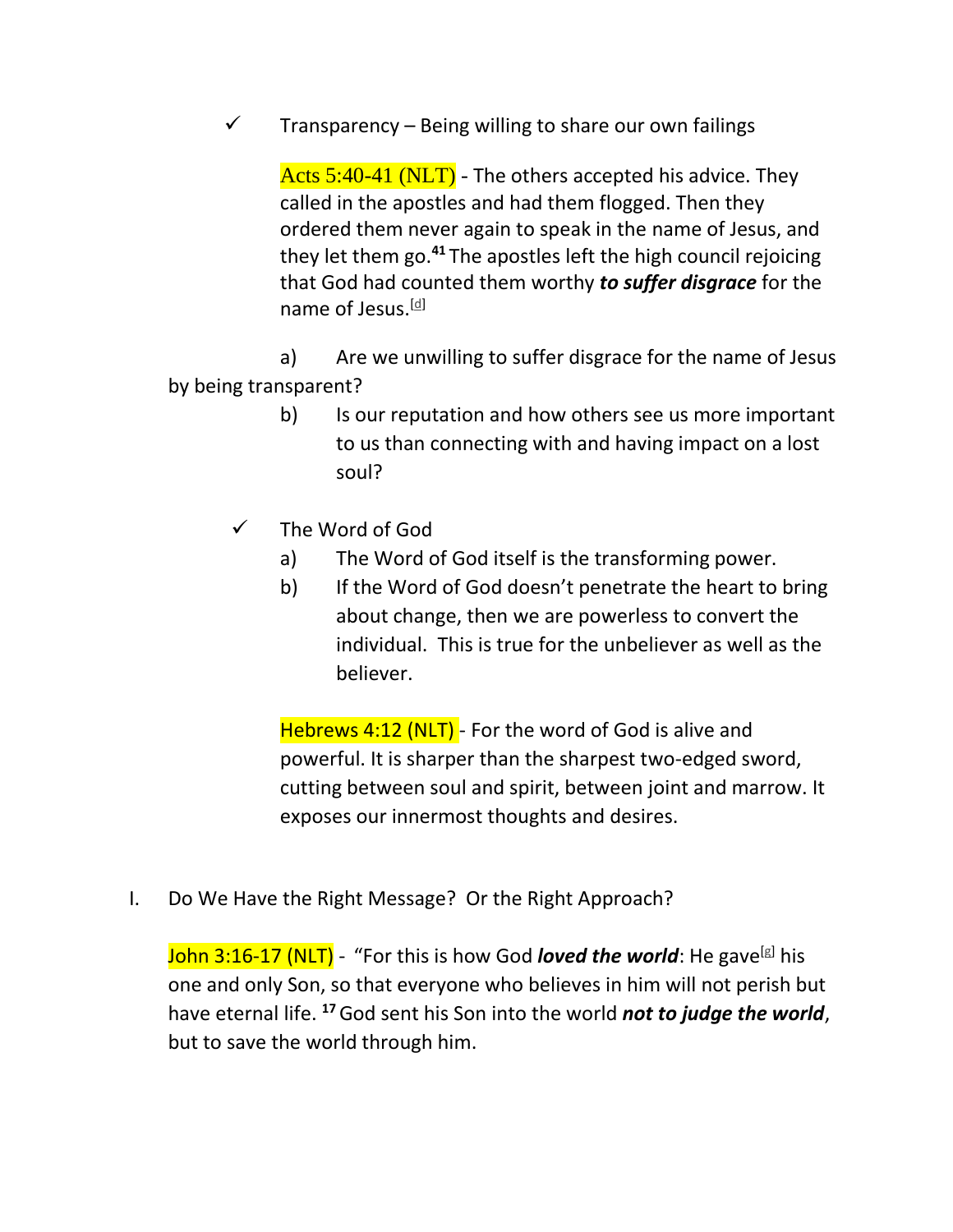- ✓ Transparency – Being willing to share our own failings

  Acts 5:40-41 (NLT) - The others accepted his advice. They called in the apostles and had them flogged. Then they ordered them never again to speak in the name of Jesus, and they let them go.[41] The apostles left the high council rejoicing that God had counted them worthy ***to suffer disgrace*** for the name of Jesus.[d]

  a) Are we unwilling to suffer disgrace for the name of Jesus by being transparent?

  b) Is our reputation and how others see us more important to us than connecting with and having impact on a lost soul?

- ✓ The Word of God

  a) The Word of God itself is the transforming power.

  b) If the Word of God doesn't penetrate the heart to bring about change, then we are powerless to convert the individual. This is true for the unbeliever as well as the believer.

  Hebrews 4:12 (NLT) - For the word of God is alive and powerful. It is sharper than the sharpest two-edged sword, cutting between soul and spirit, between joint and marrow. It exposes our innermost thoughts and desires.

I. Do We Have the Right Message? Or the Right Approach?

John 3:16-17 (NLT) - "For this is how God ***loved the world***: He gave[g] his one and only Son, so that everyone who believes in him will not perish but have eternal life. [17] God sent his Son into the world ***not to judge the world***, but to save the world through him.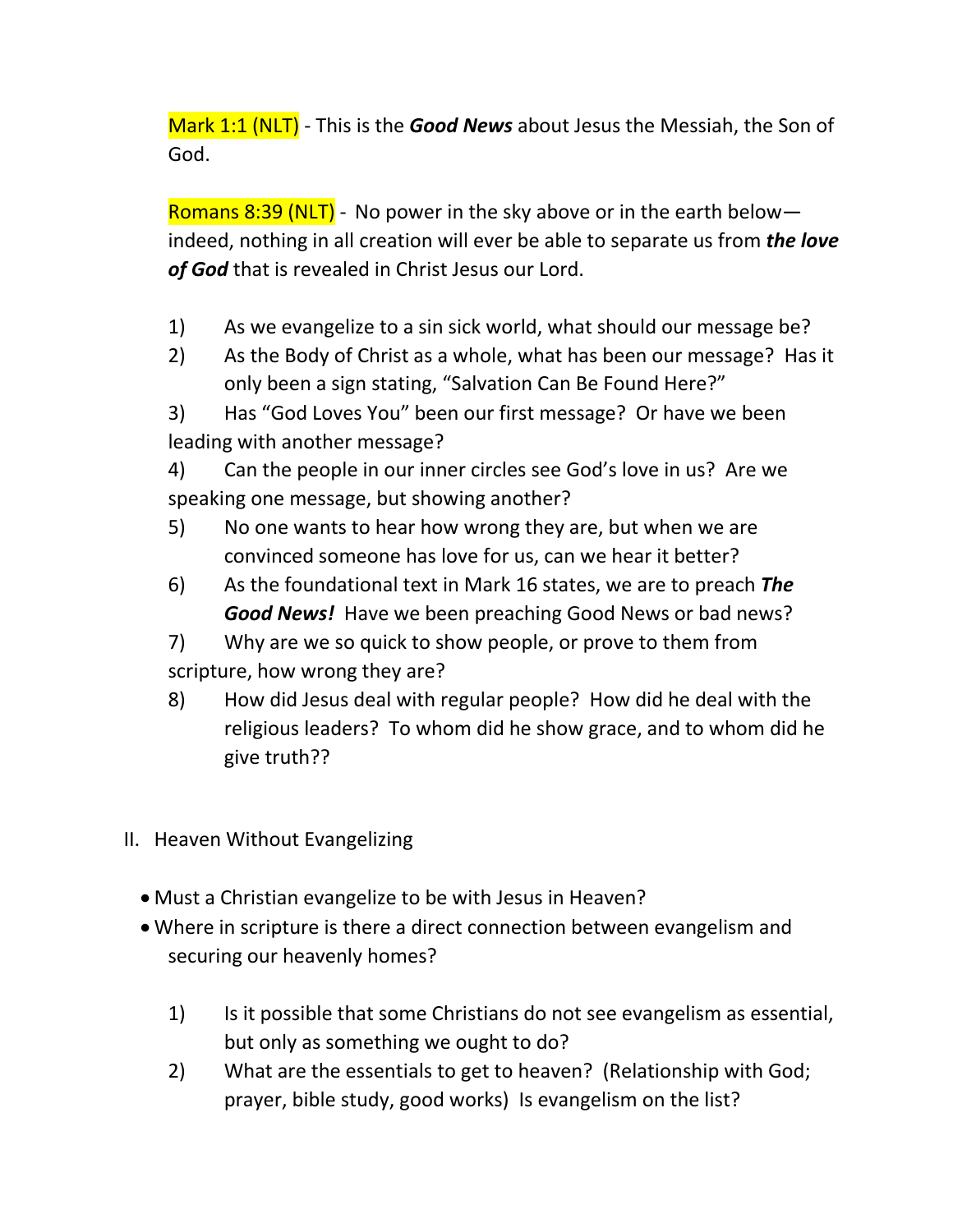Mark 1:1 (NLT) - This is the ***Good News*** about Jesus the Messiah, the Son of God.

Romans 8:39 (NLT) - No power in the sky above or in the earth below—indeed, nothing in all creation will ever be able to separate us from ***the love of God*** that is revealed in Christ Jesus our Lord.

1) As we evangelize to a sin sick world, what should our message be?
2) As the Body of Christ as a whole, what has been our message? Has it only been a sign stating, "Salvation Can Be Found Here?"
3) Has "God Loves You" been our first message? Or have we been leading with another message?
4) Can the people in our inner circles see God's love in us? Are we speaking one message, but showing another?
5) No one wants to hear how wrong they are, but when we are convinced someone has love for us, can we hear it better?
6) As the foundational text in Mark 16 states, we are to preach ***The Good News!*** Have we been preaching Good News or bad news?
7) Why are we so quick to show people, or prove to them from scripture, how wrong they are?
8) How did Jesus deal with regular people? How did he deal with the religious leaders? To whom did he show grace, and to whom did he give truth??

## II. Heaven Without Evangelizing

- Must a Christian evangelize to be with Jesus in Heaven?
- Where in scripture is there a direct connection between evangelism and securing our heavenly homes?

1) Is it possible that some Christians do not see evangelism as essential, but only as something we ought to do?
2) What are the essentials to get to heaven? (Relationship with God; prayer, bible study, good works) Is evangelism on the list?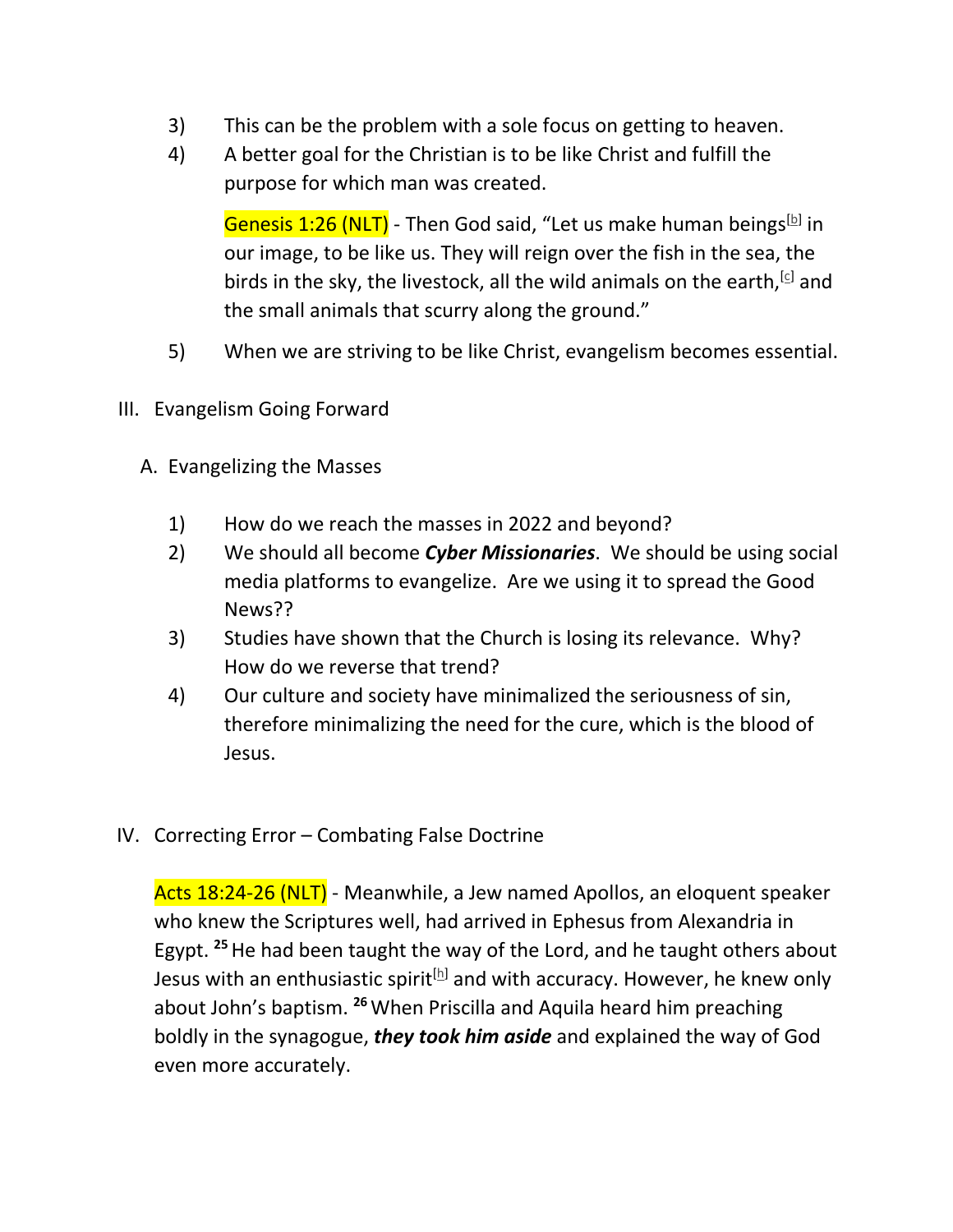3) This can be the problem with a sole focus on getting to heaven.
4) A better goal for the Christian is to be like Christ and fulfill the purpose for which man was created.

> Genesis 1:26 (NLT) - Then God said, "Let us make human beings[b] in our image, to be like us. They will reign over the fish in the sea, the birds in the sky, the livestock, all the wild animals on the earth,[c] and the small animals that scurry along the ground."

5) When we are striving to be like Christ, evangelism becomes essential.

## III. Evangelism Going Forward

### A. Evangelizing the Masses

1) How do we reach the masses in 2022 and beyond?
2) We should all become ***Cyber Missionaries***. We should be using social media platforms to evangelize. Are we using it to spread the Good News??
3) Studies have shown that the Church is losing its relevance. Why? How do we reverse that trend?
4) Our culture and society have minimalized the seriousness of sin, therefore minimalizing the need for the cure, which is the blood of Jesus.

## IV. Correcting Error – Combating False Doctrine

> Acts 18:24-26 (NLT) - Meanwhile, a Jew named Apollos, an eloquent speaker who knew the Scriptures well, had arrived in Ephesus from Alexandria in Egypt. **25** He had been taught the way of the Lord, and he taught others about Jesus with an enthusiastic spirit[h] and with accuracy. However, he knew only about John's baptism. **26** When Priscilla and Aquila heard him preaching boldly in the synagogue, ***they took him aside*** and explained the way of God even more accurately.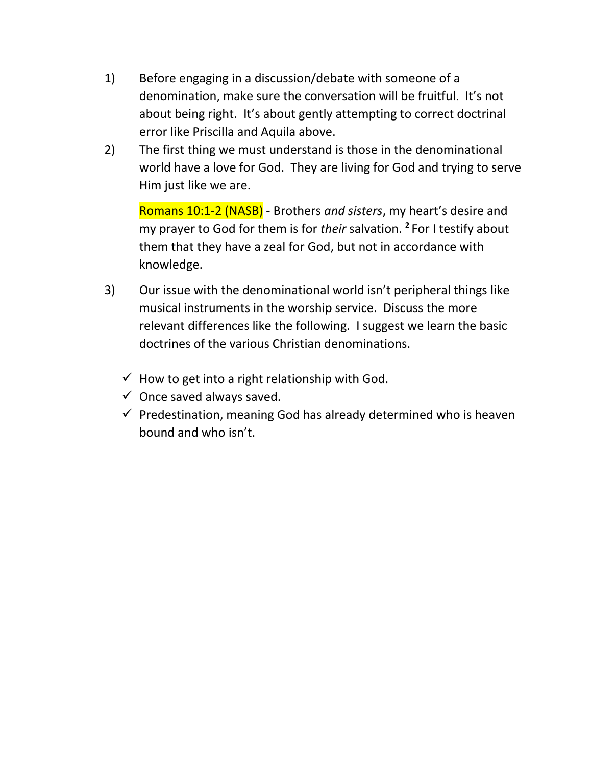1) Before engaging in a discussion/debate with someone of a denomination, make sure the conversation will be fruitful. It's not about being right. It's about gently attempting to correct doctrinal error like Priscilla and Aquila above.

2) The first thing we must understand is those in the denominational world have a love for God. They are living for God and trying to serve Him just like we are.

   Romans 10:1-2 (NASB) - Brothers *and sisters*, my heart's desire and my prayer to God for them is for *their* salvation. [2] For I testify about them that they have a zeal for God, but not in accordance with knowledge.

3) Our issue with the denominational world isn't peripheral things like musical instruments in the worship service. Discuss the more relevant differences like the following. I suggest we learn the basic doctrines of the various Christian denominations.

   - ✓ How to get into a right relationship with God.
   - ✓ Once saved always saved.
   - ✓ Predestination, meaning God has already determined who is heaven bound and who isn't.